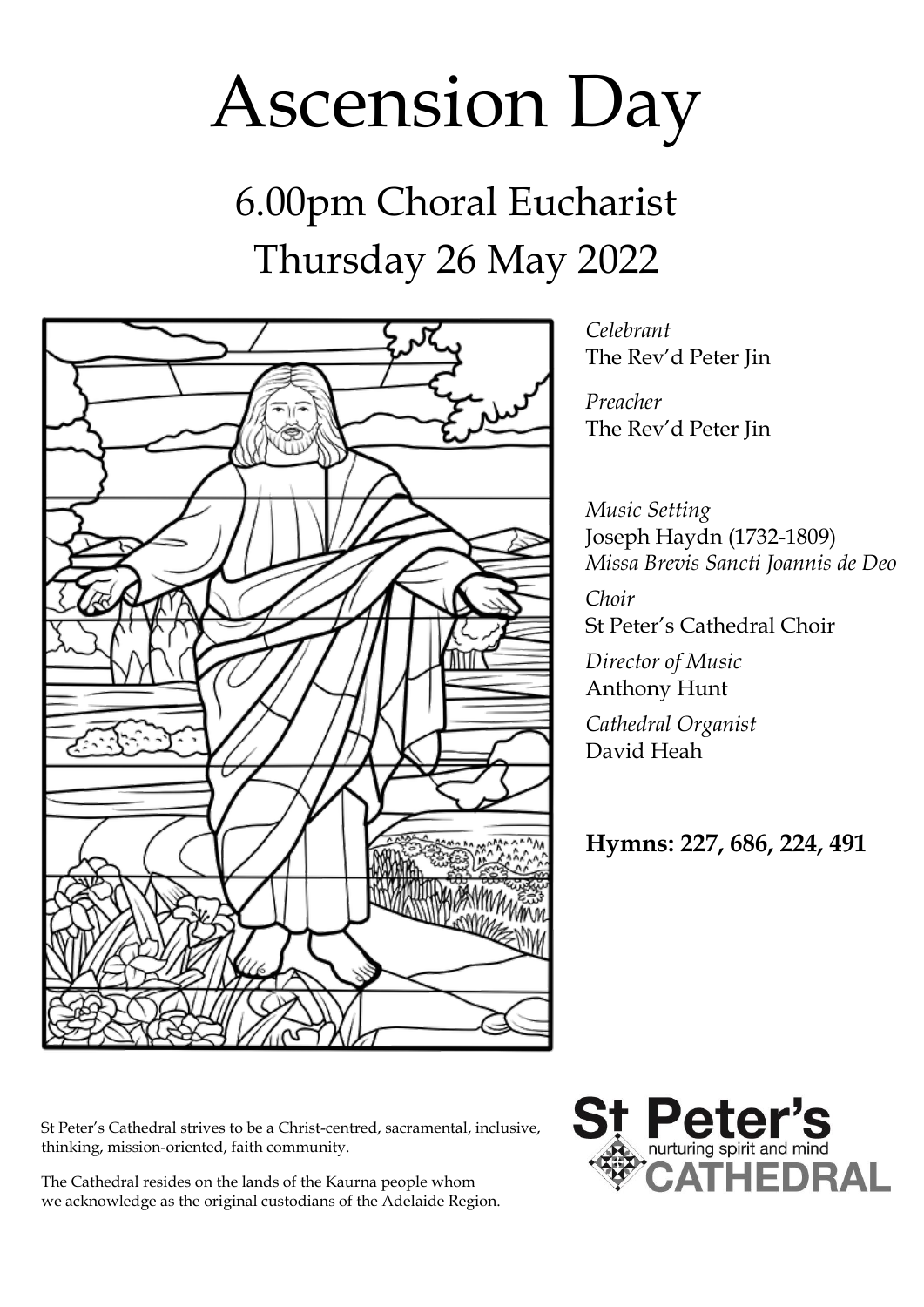# Ascension Day

## 6.00pm Choral Eucharist
## Thursday 26 May 2022

*Celebrant*
The Rev'd Peter Jin

*Preacher*
The Rev'd Peter Jin

*Music Setting*
Joseph Haydn (1732-1809)
*Missa Brevis Sancti Joannis de Deo*

*Choir*
St Peter's Cathedral Choir

*Director of Music*
Anthony Hunt

*Cathedral Organist*
David Heah

**Hymns: 227, 686, 224, 491**

St Peter's Cathedral strives to be a Christ-centred, sacramental, inclusive, thinking, mission-oriented, faith community.

The Cathedral resides on the lands of the Kaurna people whom we acknowledge as the original custodians of the Adelaide Region.

St Peter's
nurturing spirit and mind
CATHEDRAL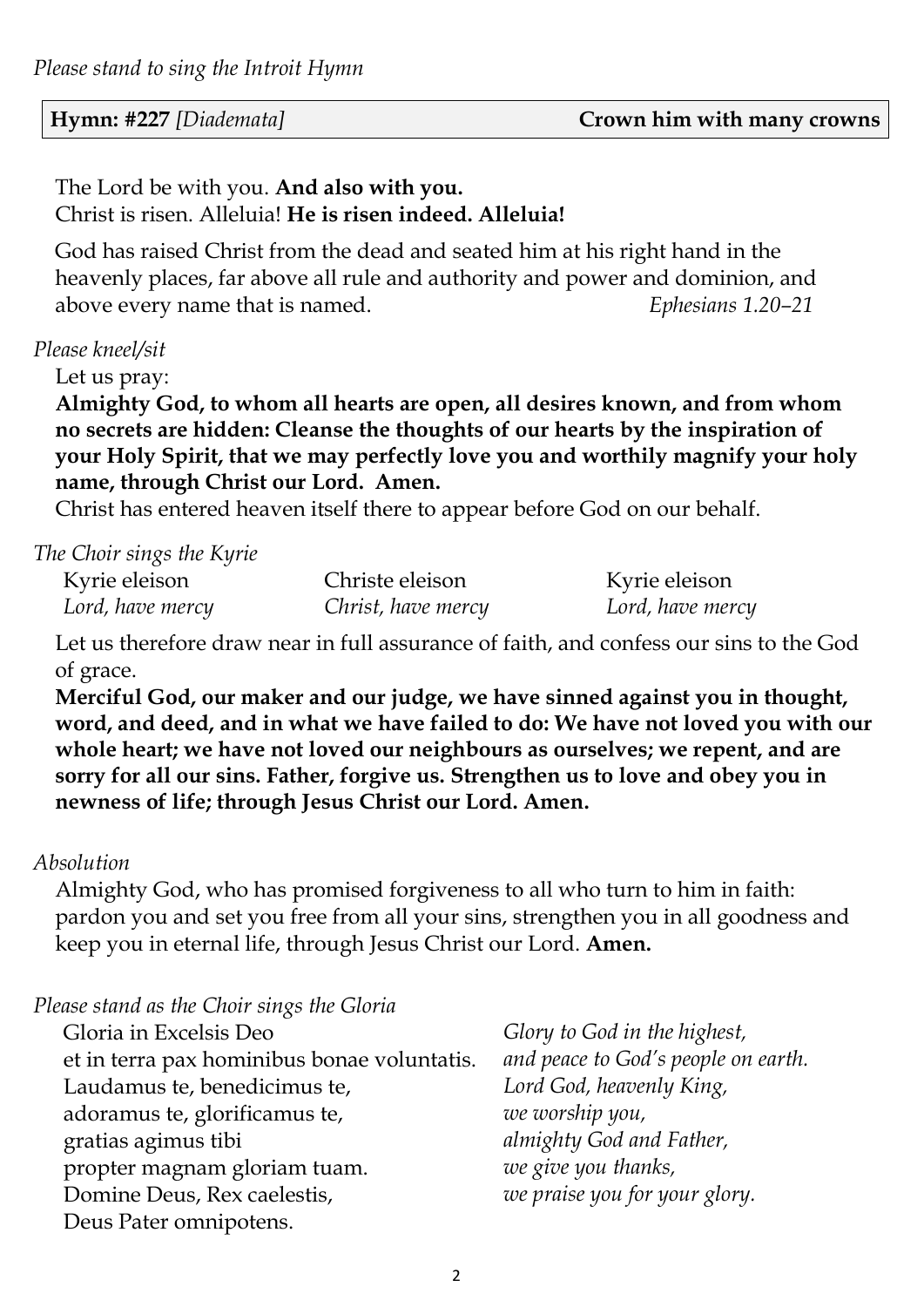*Please stand to sing the Introit Hymn*

**Hymn: #227** *[Diademata]* **Crown him with many crowns**

The Lord be with you. **And also with you.**
Christ is risen. Alleluia! **He is risen indeed. Alleluia!**

God has raised Christ from the dead and seated him at his right hand in the heavenly places, far above all rule and authority and power and dominion, and above every name that is named. *Ephesians 1.20–21*

*Please kneel/sit*

Let us pray:

**Almighty God, to whom all hearts are open, all desires known, and from whom no secrets are hidden: Cleanse the thoughts of our hearts by the inspiration of your Holy Spirit, that we may perfectly love you and worthily magnify your holy name, through Christ our Lord. Amen.**

Christ has entered heaven itself there to appear before God on our behalf.

*The Choir sings the Kyrie*

| Kyrie eleison | Christe eleison | Kyrie eleison |
|---|---|---|
| *Lord, have mercy* | *Christ, have mercy* | *Lord, have mercy* |

Let us therefore draw near in full assurance of faith, and confess our sins to the God of grace.

**Merciful God, our maker and our judge, we have sinned against you in thought, word, and deed, and in what we have failed to do: We have not loved you with our whole heart; we have not loved our neighbours as ourselves; we repent, and are sorry for all our sins. Father, forgive us. Strengthen us to love and obey you in newness of life; through Jesus Christ our Lord. Amen.**

*Absolution*

Almighty God, who has promised forgiveness to all who turn to him in faith: pardon you and set you free from all your sins, strengthen you in all goodness and keep you in eternal life, through Jesus Christ our Lord. **Amen.**

*Please stand as the Choir sings the Gloria*

Gloria in Excelsis Deo
et in terra pax hominibus bonae voluntatis.
Laudamus te, benedicimus te,
adoramus te, glorificamus te,
gratias agimus tibi
propter magnam gloriam tuam.
Domine Deus, Rex caelestis,
Deus Pater omnipotens.

*Glory to God in the highest,*
*and peace to God's people on earth.*
*Lord God, heavenly King,*
*we worship you,*
*almighty God and Father,*
*we give you thanks,*
*we praise you for your glory.*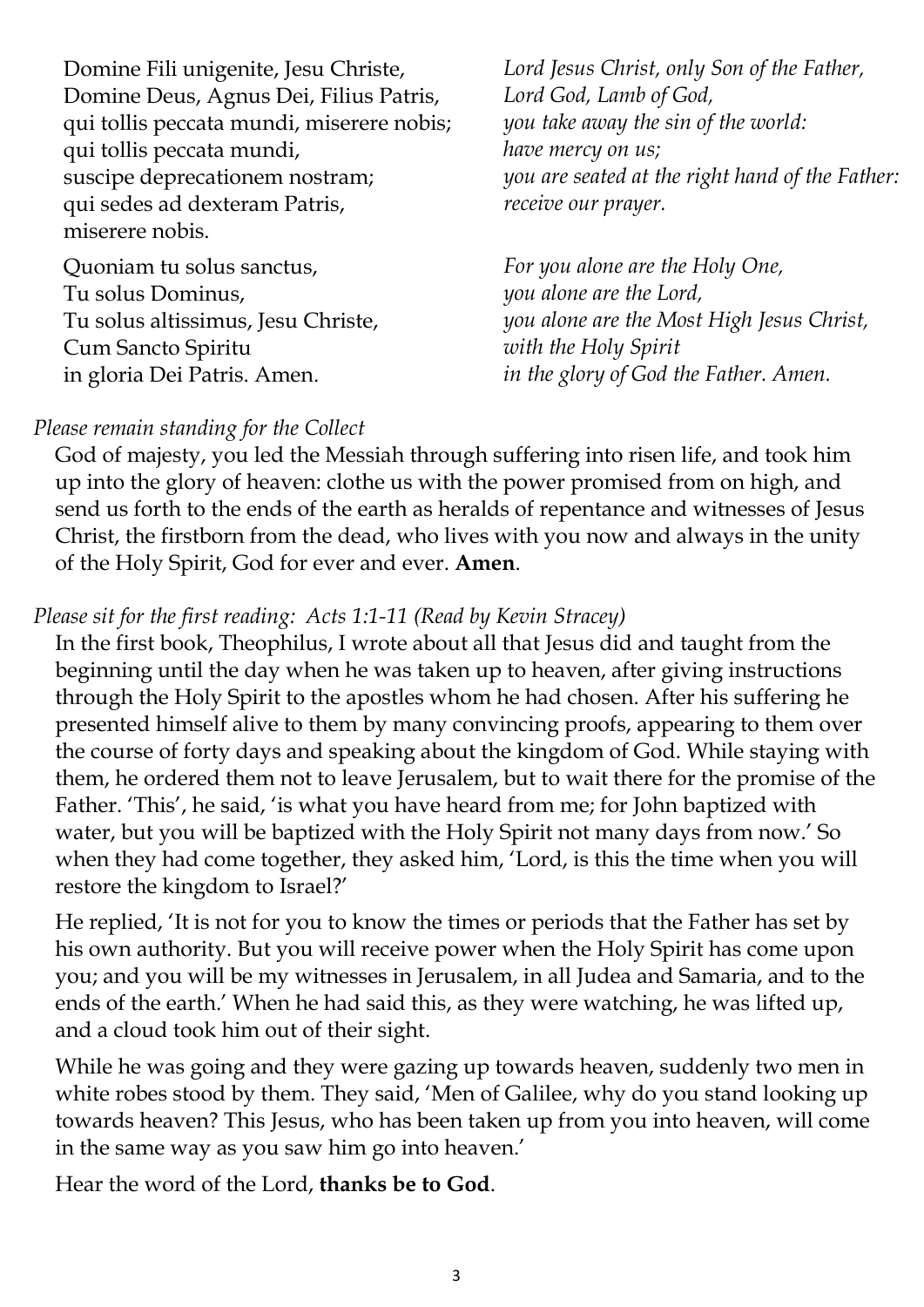Domine Fili unigenite, Jesu Christe,
Domine Deus, Agnus Dei, Filius Patris,
qui tollis peccata mundi, miserere nobis;
qui tollis peccata mundi,
suscipe deprecationem nostram;
qui sedes ad dexteram Patris,
miserere nobis.

*Lord Jesus Christ, only Son of the Father,*
*Lord God, Lamb of God,*
*you take away the sin of the world:*
*have mercy on us;*
*you are seated at the right hand of the Father:*
*receive our prayer.*

Quoniam tu solus sanctus,
Tu solus Dominus,
Tu solus altissimus, Jesu Christe,
Cum Sancto Spiritu
in gloria Dei Patris. Amen.

*For you alone are the Holy One,*
*you alone are the Lord,*
*you alone are the Most High Jesus Christ,*
*with the Holy Spirit*
*in the glory of God the Father. Amen.*

*Please remain standing for the Collect*

God of majesty, you led the Messiah through suffering into risen life, and took him up into the glory of heaven: clothe us with the power promised from on high, and send us forth to the ends of the earth as heralds of repentance and witnesses of Jesus Christ, the firstborn from the dead, who lives with you now and always in the unity of the Holy Spirit, God for ever and ever. **Amen**.

*Please sit for the first reading: Acts 1:1-11 (Read by Kevin Stracey)*

In the first book, Theophilus, I wrote about all that Jesus did and taught from the beginning until the day when he was taken up to heaven, after giving instructions through the Holy Spirit to the apostles whom he had chosen. After his suffering he presented himself alive to them by many convincing proofs, appearing to them over the course of forty days and speaking about the kingdom of God. While staying with them, he ordered them not to leave Jerusalem, but to wait there for the promise of the Father. 'This', he said, 'is what you have heard from me; for John baptized with water, but you will be baptized with the Holy Spirit not many days from now.' So when they had come together, they asked him, 'Lord, is this the time when you will restore the kingdom to Israel?'

He replied, 'It is not for you to know the times or periods that the Father has set by his own authority. But you will receive power when the Holy Spirit has come upon you; and you will be my witnesses in Jerusalem, in all Judea and Samaria, and to the ends of the earth.' When he had said this, as they were watching, he was lifted up, and a cloud took him out of their sight.

While he was going and they were gazing up towards heaven, suddenly two men in white robes stood by them. They said, 'Men of Galilee, why do you stand looking up towards heaven? This Jesus, who has been taken up from you into heaven, will come in the same way as you saw him go into heaven.'

Hear the word of the Lord, **thanks be to God**.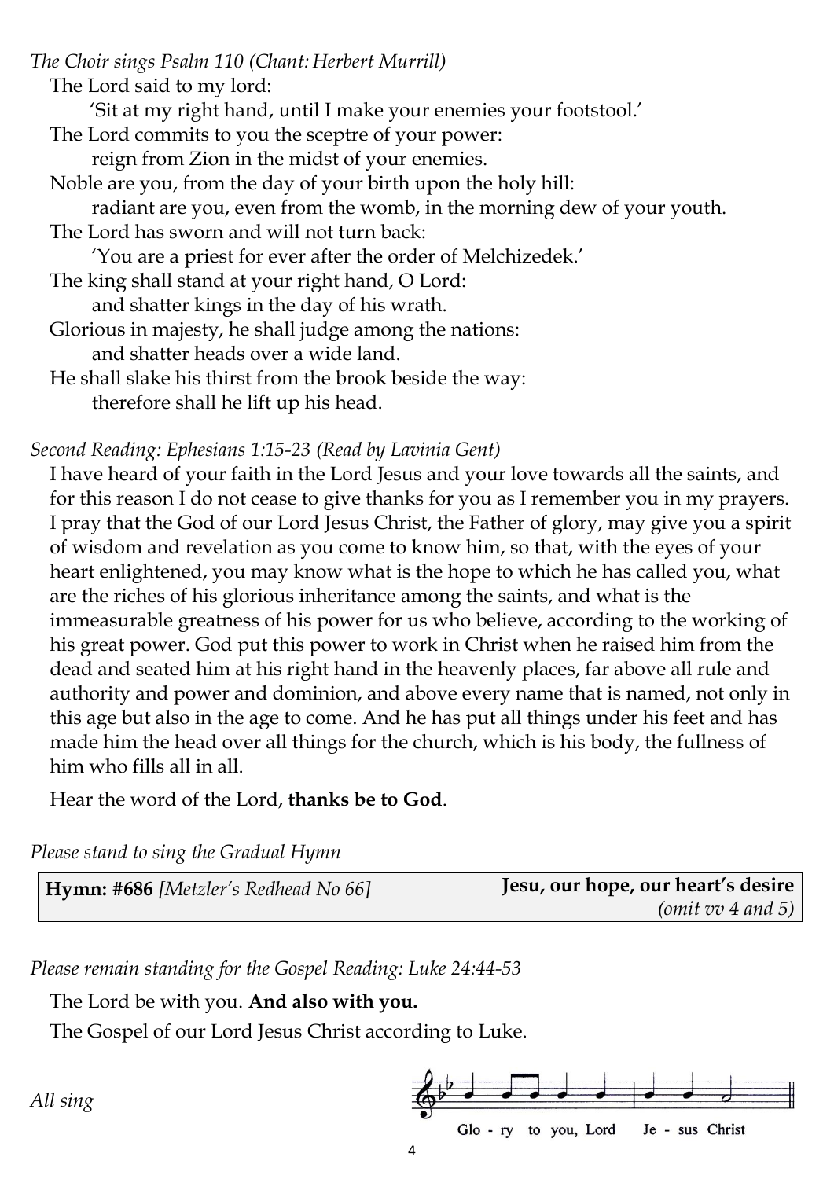*The Choir sings Psalm 110 (Chant: Herbert Murrill)*

The Lord said to my lord:
 'Sit at my right hand, until I make your enemies your footstool.'
The Lord commits to you the sceptre of your power:
 reign from Zion in the midst of your enemies.
Noble are you, from the day of your birth upon the holy hill:
 radiant are you, even from the womb, in the morning dew of your youth.
The Lord has sworn and will not turn back:
 'You are a priest for ever after the order of Melchizedek.'
The king shall stand at your right hand, O Lord:
 and shatter kings in the day of his wrath.
Glorious in majesty, he shall judge among the nations:
 and shatter heads over a wide land.
He shall slake his thirst from the brook beside the way:
 therefore shall he lift up his head.

*Second Reading: Ephesians 1:15-23 (Read by Lavinia Gent)*

I have heard of your faith in the Lord Jesus and your love towards all the saints, and for this reason I do not cease to give thanks for you as I remember you in my prayers. I pray that the God of our Lord Jesus Christ, the Father of glory, may give you a spirit of wisdom and revelation as you come to know him, so that, with the eyes of your heart enlightened, you may know what is the hope to which he has called you, what are the riches of his glorious inheritance among the saints, and what is the immeasurable greatness of his power for us who believe, according to the working of his great power. God put this power to work in Christ when he raised him from the dead and seated him at his right hand in the heavenly places, far above all rule and authority and power and dominion, and above every name that is named, not only in this age but also in the age to come. And he has put all things under his feet and has made him the head over all things for the church, which is his body, the fullness of him who fills all in all.

Hear the word of the Lord, **thanks be to God**.

*Please stand to sing the Gradual Hymn*

| **Hymn: #686** *[Metzler's Redhead No 66]* | **Jesu, our hope, our heart's desire** *(omit vv 4 and 5)* |
|---|---|

*Please remain standing for the Gospel Reading: Luke 24:44-53*

The Lord be with you. **And also with you.**

The Gospel of our Lord Jesus Christ according to Luke.

*All sing*

Glo - ry to you, Lord Je - sus Christ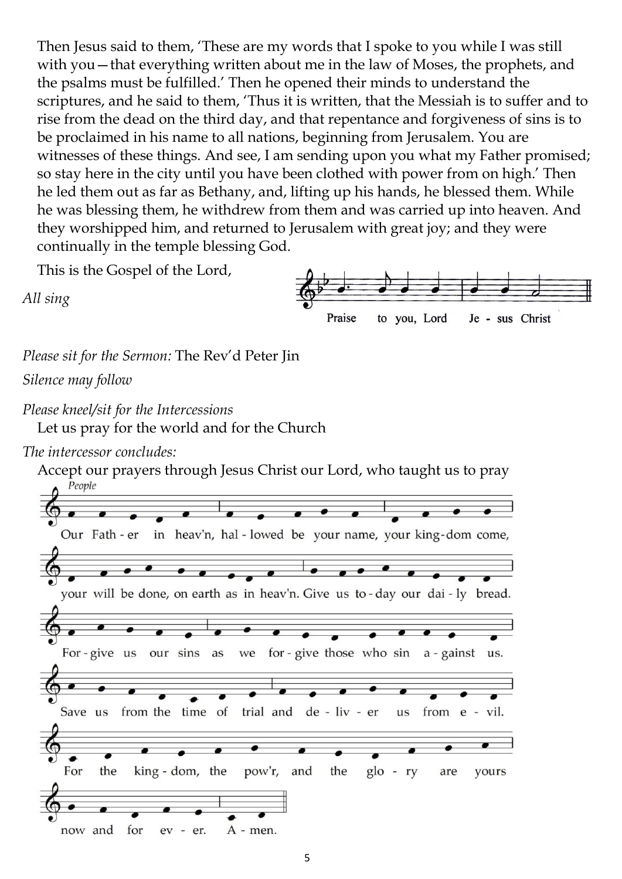Then Jesus said to them, 'These are my words that I spoke to you while I was still with you—that everything written about me in the law of Moses, the prophets, and the psalms must be fulfilled.' Then he opened their minds to understand the scriptures, and he said to them, 'Thus it is written, that the Messiah is to suffer and to rise from the dead on the third day, and that repentance and forgiveness of sins is to be proclaimed in his name to all nations, beginning from Jerusalem. You are witnesses of these things. And see, I am sending upon you what my Father promised; so stay here in the city until you have been clothed with power from on high.' Then he led them out as far as Bethany, and, lifting up his hands, he blessed them. While he was blessing them, he withdrew from them and was carried up into heaven. And they worshipped him, and returned to Jerusalem with great joy; and they were continually in the temple blessing God.

This is the Gospel of the Lord,

*All sing*

Praise to you, Lord Je - sus Christ

*Please sit for the Sermon:* The Rev'd Peter Jin

*Silence may follow*

*Please kneel/sit for the Intercessions*

Let us pray for the world and for the Church

*The intercessor concludes:*

Accept our prayers through Jesus Christ our Lord, who taught us to pray

*People*

Our Fath - er in heav'n, hal - lowed be your name, your king - dom come,
your will be done, on earth as in heav'n. Give us to - day our dai - ly bread.
For - give us our sins as we for - give those who sin a - gainst us.
Save us from the time of trial and de - liv - er us from e - vil.
For the king - dom, the pow'r, and the glo - ry are yours
now and for ev - er. A - men.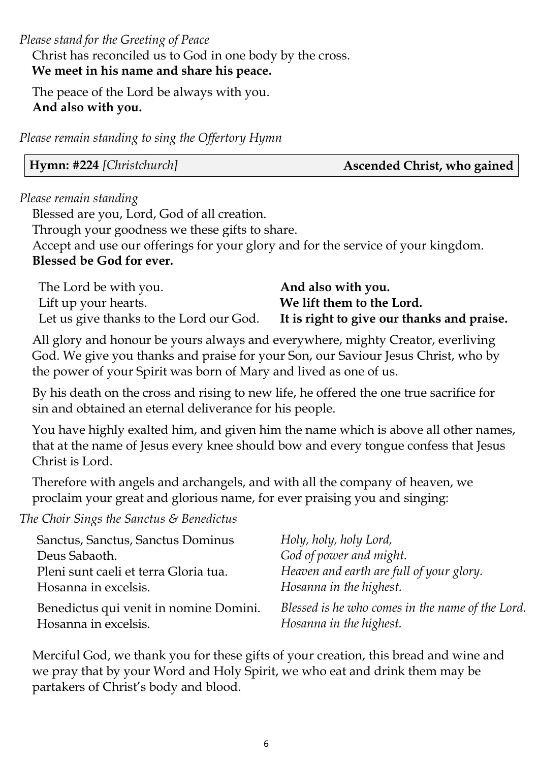*Please stand for the Greeting of Peace*

Christ has reconciled us to God in one body by the cross.
**We meet in his name and share his peace.**

The peace of the Lord be always with you.
**And also with you.**

*Please remain standing to sing the Offertory Hymn*

| **Hymn: #224** *[Christchurch]* | **Ascended Christ, who gained** |
|---|---|

*Please remain standing*

Blessed are you, Lord, God of all creation.
Through your goodness we these gifts to share.
Accept and use our offerings for your glory and for the service of your kingdom.
**Blessed be God for ever.**

The Lord be with you. **And also with you.**
Lift up your hearts. **We lift them to the Lord.**
Let us give thanks to the Lord our God. **It is right to give our thanks and praise.**

All glory and honour be yours always and everywhere, mighty Creator, everliving God. We give you thanks and praise for your Son, our Saviour Jesus Christ, who by the power of your Spirit was born of Mary and lived as one of us.

By his death on the cross and rising to new life, he offered the one true sacrifice for sin and obtained an eternal deliverance for his people.

You have highly exalted him, and given him the name which is above all other names, that at the name of Jesus every knee should bow and every tongue confess that Jesus Christ is Lord.

Therefore with angels and archangels, and with all the company of heaven, we proclaim your great and glorious name, for ever praising you and singing:

*The Choir Sings the Sanctus & Benedictus*

| | |
|---|---|
| Sanctus, Sanctus, Sanctus Dominus | *Holy, holy, holy Lord,* |
| Deus Sabaoth. | *God of power and might.* |
| Pleni sunt caeli et terra Gloria tua. | *Heaven and earth are full of your glory.* |
| Hosanna in excelsis. | *Hosanna in the highest.* |
| Benedictus qui venit in nomine Domini. | *Blessed is he who comes in the name of the Lord.* |
| Hosanna in excelsis. | *Hosanna in the highest.* |

Merciful God, we thank you for these gifts of your creation, this bread and wine and we pray that by your Word and Holy Spirit, we who eat and drink them may be partakers of Christ's body and blood.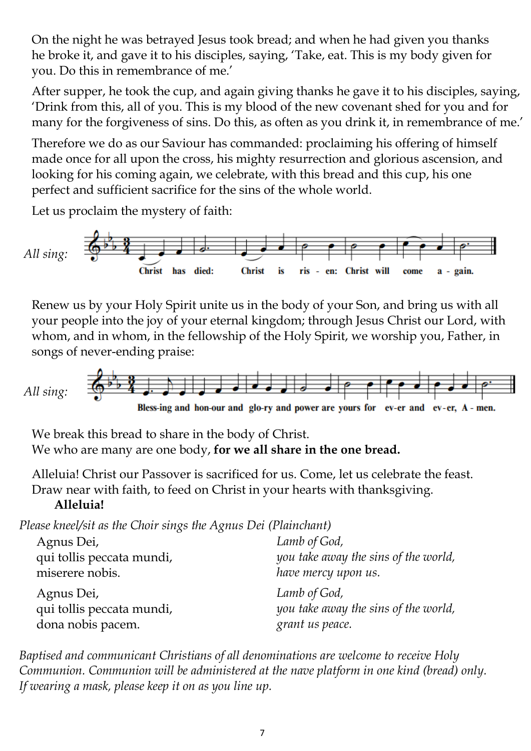On the night he was betrayed Jesus took bread; and when he had given you thanks he broke it, and gave it to his disciples, saying, 'Take, eat. This is my body given for you. Do this in remembrance of me.'

After supper, he took the cup, and again giving thanks he gave it to his disciples, saying, 'Drink from this, all of you. This is my blood of the new covenant shed for you and for many for the forgiveness of sins. Do this, as often as you drink it, in remembrance of me.'

Therefore we do as our Saviour has commanded: proclaiming his offering of himself made once for all upon the cross, his mighty resurrection and glorious ascension, and looking for his coming again, we celebrate, with this bread and this cup, his one perfect and sufficient sacrifice for the sins of the whole world.

Let us proclaim the mystery of faith:

*All sing:* **Christ has died: Christ is ris - en: Christ will come a - gain.**

Renew us by your Holy Spirit unite us in the body of your Son, and bring us with all your people into the joy of your eternal kingdom; through Jesus Christ our Lord, with whom, and in whom, in the fellowship of the Holy Spirit, we worship you, Father, in songs of never-ending praise:

*All sing:* **Bless-ing and hon-our and glo-ry and power are yours for ev-er and ev-er, A - men.**

We break this bread to share in the body of Christ.
We who are many are one body, **for we all share in the one bread.**

Alleluia! Christ our Passover is sacrificed for us. Come, let us celebrate the feast.
Draw near with faith, to feed on Christ in your hearts with thanksgiving.
**Alleluia!**

*Please kneel/sit as the Choir sings the Agnus Dei (Plainchant)*

| | |
|---|---|
| Agnus Dei, | *Lamb of God,* |
| qui tollis peccata mundi, | *you take away the sins of the world,* |
| miserere nobis. | *have mercy upon us.* |
| Agnus Dei, | *Lamb of God,* |
| qui tollis peccata mundi, | *you take away the sins of the world,* |
| dona nobis pacem. | *grant us peace.* |

*Baptised and communicant Christians of all denominations are welcome to receive Holy Communion. Communion will be administered at the nave platform in one kind (bread) only. If wearing a mask, please keep it on as you line up.*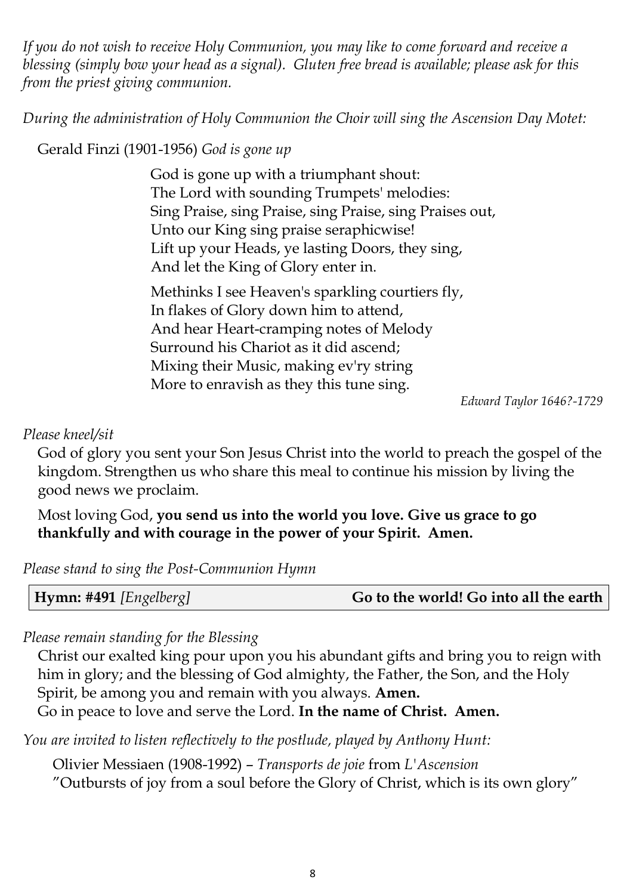*If you do not wish to receive Holy Communion, you may like to come forward and receive a blessing (simply bow your head as a signal). Gluten free bread is available; please ask for this from the priest giving communion.*

*During the administration of Holy Communion the Choir will sing the Ascension Day Motet:*

Gerald Finzi (1901-1956) *God is gone up*

God is gone up with a triumphant shout:
The Lord with sounding Trumpets' melodies:
Sing Praise, sing Praise, sing Praise, sing Praises out,
Unto our King sing praise seraphicwise!
Lift up your Heads, ye lasting Doors, they sing,
And let the King of Glory enter in.

Methinks I see Heaven's sparkling courtiers fly,
In flakes of Glory down him to attend,
And hear Heart-cramping notes of Melody
Surround his Chariot as it did ascend;
Mixing their Music, making ev'ry string
More to enravish as they this tune sing.

*Edward Taylor 1646?-1729*

*Please kneel/sit*

God of glory you sent your Son Jesus Christ into the world to preach the gospel of the kingdom. Strengthen us who share this meal to continue his mission by living the good news we proclaim.

Most loving God, **you send us into the world you love. Give us grace to go thankfully and with courage in the power of your Spirit. Amen.**

*Please stand to sing the Post-Communion Hymn*

**Hymn: #491** *[Engelberg]* **Go to the world! Go into all the earth**

*Please remain standing for the Blessing*

Christ our exalted king pour upon you his abundant gifts and bring you to reign with him in glory; and the blessing of God almighty, the Father, the Son, and the Holy Spirit, be among you and remain with you always. **Amen.**

Go in peace to love and serve the Lord. **In the name of Christ. Amen.**

*You are invited to listen reflectively to the postlude, played by Anthony Hunt:*

Olivier Messiaen (1908-1992) – *Transports de joie* from *L'Ascension*
"Outbursts of joy from a soul before the Glory of Christ, which is its own glory"